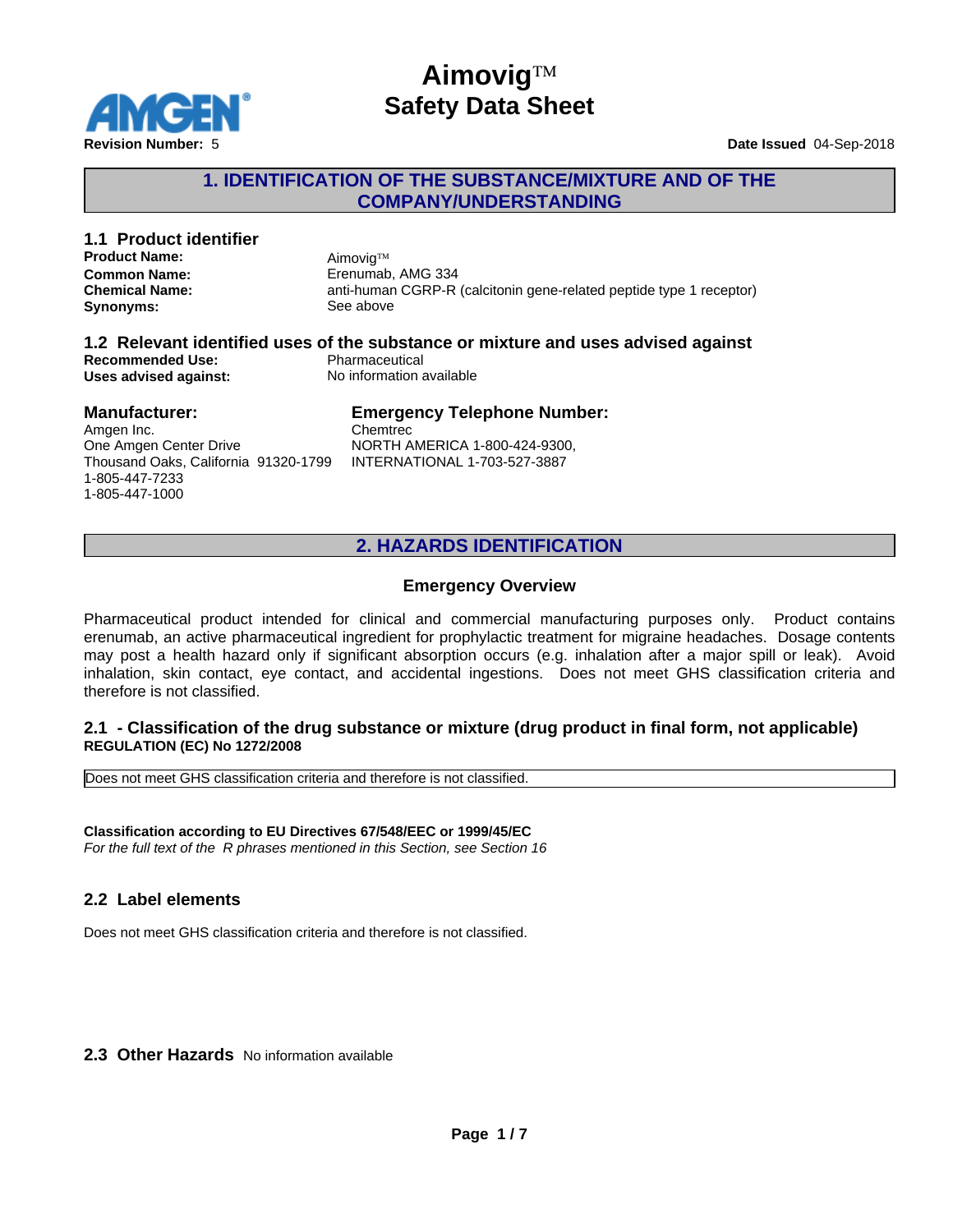# Aimovig™
# Safety Data Sheet

**Revision Number:** 5

**Date Issued** 04-Sep-2018

## 1. IDENTIFICATION OF THE SUBSTANCE/MIXTURE AND OF THE COMPANY/UNDERSTANDING

### 1.1 Product identifier

| | |
|---|---|
| **Product Name:** | Aimovig™ |
| **Common Name:** | Erenumab, AMG 334 |
| **Chemical Name:** | anti-human CGRP-R (calcitonin gene-related peptide type 1 receptor) |
| **Synonyms:** | See above |

### 1.2 Relevant identified uses of the substance or mixture and uses advised against

| | |
|---|---|
| **Recommended Use:** | Pharmaceutical |
| **Uses advised against:** | No information available |

**Manufacturer:**

Amgen Inc.
One Amgen Center Drive
Thousand Oaks, California 91320-1799
1-805-447-7233
1-805-447-1000

**Emergency Telephone Number:**

Chemtrec
NORTH AMERICA 1-800-424-9300,
INTERNATIONAL 1-703-527-3887

## 2. HAZARDS IDENTIFICATION

### Emergency Overview

Pharmaceutical product intended for clinical and commercial manufacturing purposes only. Product contains erenumab, an active pharmaceutical ingredient for prophylactic treatment for migraine headaches. Dosage contents may post a health hazard only if significant absorption occurs (e.g. inhalation after a major spill or leak). Avoid inhalation, skin contact, eye contact, and accidental ingestions. Does not meet GHS classification criteria and therefore is not classified.

### 2.1 - Classification of the drug substance or mixture (drug product in final form, not applicable)

**REGULATION (EC) No 1272/2008**

Does not meet GHS classification criteria and therefore is not classified.

**Classification according to EU Directives 67/548/EEC or 1999/45/EC**

*For the full text of the R phrases mentioned in this Section, see Section 16*

### 2.2 Label elements

Does not meet GHS classification criteria and therefore is not classified.

### 2.3 Other Hazards

No information available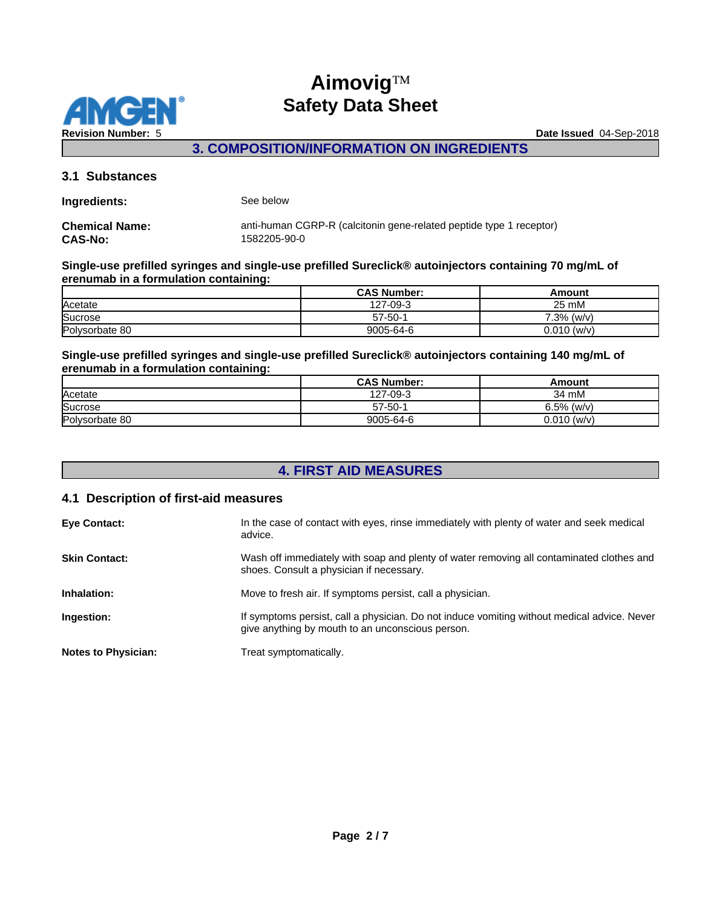## 3. COMPOSITION/INFORMATION ON INGREDIENTS

### 3.1 Substances

**Ingredients:** See below

**Chemical Name:** anti-human CGRP-R (calcitonin gene-related peptide type 1 receptor)
**CAS-No:** 1582205-90-0

**Single-use prefilled syringes and single-use prefilled Sureclick® autoinjectors containing 70 mg/mL of erenumab in a formulation containing:**

| | CAS Number: | Amount |
|---|---|---|
| Acetate | 127-09-3 | 25 mM |
| Sucrose | 57-50-1 | 7.3% (w/v) |
| Polysorbate 80 | 9005-64-6 | 0.010 (w/v) |

**Single-use prefilled syringes and single-use prefilled Sureclick® autoinjectors containing 140 mg/mL of erenumab in a formulation containing:**

| | CAS Number: | Amount |
|---|---|---|
| Acetate | 127-09-3 | 34 mM |
| Sucrose | 57-50-1 | 6.5% (w/v) |
| Polysorbate 80 | 9005-64-6 | 0.010 (w/v) |

## 4. FIRST AID MEASURES

### 4.1 Description of first-aid measures

**Eye Contact:** In the case of contact with eyes, rinse immediately with plenty of water and seek medical advice.

**Skin Contact:** Wash off immediately with soap and plenty of water removing all contaminated clothes and shoes. Consult a physician if necessary.

**Inhalation:** Move to fresh air. If symptoms persist, call a physician.

**Ingestion:** If symptoms persist, call a physician. Do not induce vomiting without medical advice. Never give anything by mouth to an unconscious person.

**Notes to Physician:** Treat symptomatically.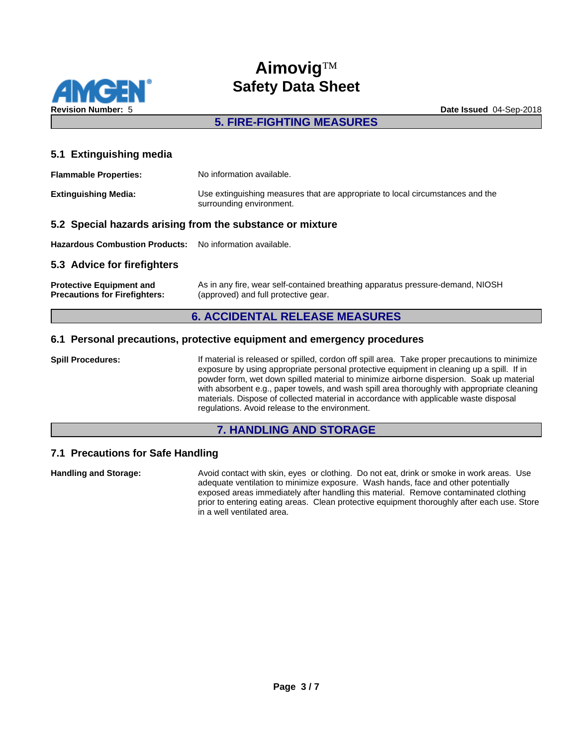## 5. FIRE-FIGHTING MEASURES

### 5.1 Extinguishing media

**Flammable Properties:** No information available.

**Extinguishing Media:** Use extinguishing measures that are appropriate to local circumstances and the surrounding environment.

### 5.2 Special hazards arising from the substance or mixture

**Hazardous Combustion Products:** No information available.

### 5.3 Advice for firefighters

**Protective Equipment and Precautions for Firefighters:** As in any fire, wear self-contained breathing apparatus pressure-demand, NIOSH (approved) and full protective gear.

## 6. ACCIDENTAL RELEASE MEASURES

### 6.1 Personal precautions, protective equipment and emergency procedures

**Spill Procedures:** If material is released or spilled, cordon off spill area. Take proper precautions to minimize exposure by using appropriate personal protective equipment in cleaning up a spill. If in powder form, wet down spilled material to minimize airborne dispersion. Soak up material with absorbent e.g., paper towels, and wash spill area thoroughly with appropriate cleaning materials. Dispose of collected material in accordance with applicable waste disposal regulations. Avoid release to the environment.

## 7. HANDLING AND STORAGE

### 7.1 Precautions for Safe Handling

**Handling and Storage:** Avoid contact with skin, eyes or clothing. Do not eat, drink or smoke in work areas. Use adequate ventilation to minimize exposure. Wash hands, face and other potentially exposed areas immediately after handling this material. Remove contaminated clothing prior to entering eating areas. Clean protective equipment thoroughly after each use. Store in a well ventilated area.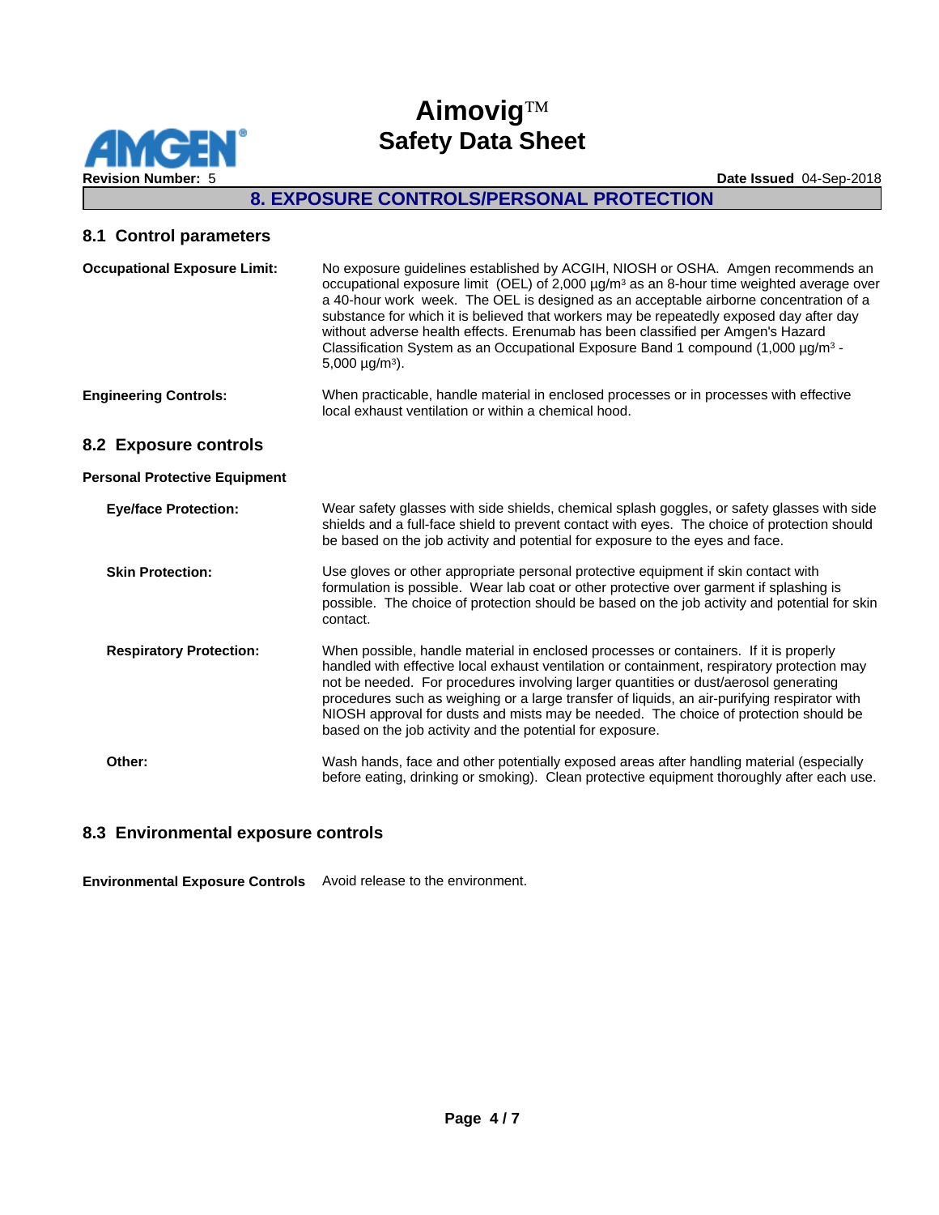## 8. EXPOSURE CONTROLS/PERSONAL PROTECTION

### 8.1 Control parameters

**Occupational Exposure Limit:** No exposure guidelines established by ACGIH, NIOSH or OSHA. Amgen recommends an occupational exposure limit (OEL) of 2,000 µg/m³ as an 8-hour time weighted average over a 40-hour work week. The OEL is designed as an acceptable airborne concentration of a substance for which it is believed that workers may be repeatedly exposed day after day without adverse health effects. Erenumab has been classified per Amgen's Hazard Classification System as an Occupational Exposure Band 1 compound (1,000 µg/m³ - 5,000 µg/m³).

**Engineering Controls:** When practicable, handle material in enclosed processes or in processes with effective local exhaust ventilation or within a chemical hood.

### 8.2 Exposure controls

**Personal Protective Equipment**

**Eye/face Protection:** Wear safety glasses with side shields, chemical splash goggles, or safety glasses with side shields and a full-face shield to prevent contact with eyes. The choice of protection should be based on the job activity and potential for exposure to the eyes and face.

**Skin Protection:** Use gloves or other appropriate personal protective equipment if skin contact with formulation is possible. Wear lab coat or other protective over garment if splashing is possible. The choice of protection should be based on the job activity and potential for skin contact.

**Respiratory Protection:** When possible, handle material in enclosed processes or containers. If it is properly handled with effective local exhaust ventilation or containment, respiratory protection may not be needed. For procedures involving larger quantities or dust/aerosol generating procedures such as weighing or a large transfer of liquids, an air-purifying respirator with NIOSH approval for dusts and mists may be needed. The choice of protection should be based on the job activity and the potential for exposure.

**Other:** Wash hands, face and other potentially exposed areas after handling material (especially before eating, drinking or smoking). Clean protective equipment thoroughly after each use.

### 8.3 Environmental exposure controls

**Environmental Exposure Controls** Avoid release to the environment.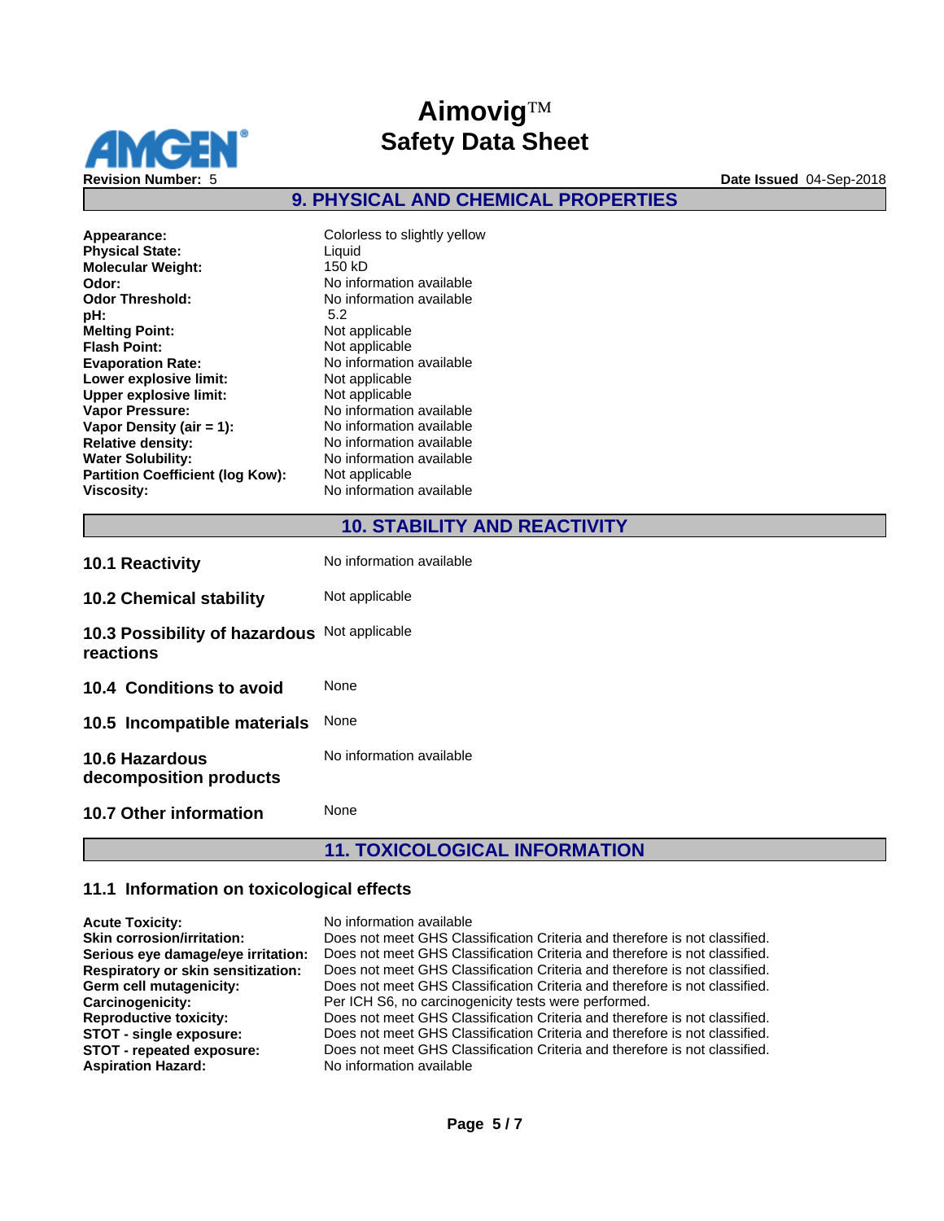## 9. PHYSICAL AND CHEMICAL PROPERTIES

| | |
|---|---|
| **Appearance:** | Colorless to slightly yellow |
| **Physical State:** | Liquid |
| **Molecular Weight:** | 150 kD |
| **Odor:** | No information available |
| **Odor Threshold:** | No information available |
| **pH:** | 5.2 |
| **Melting Point:** | Not applicable |
| **Flash Point:** | Not applicable |
| **Evaporation Rate:** | No information available |
| **Lower explosive limit:** | Not applicable |
| **Upper explosive limit:** | Not applicable |
| **Vapor Pressure:** | No information available |
| **Vapor Density (air = 1):** | No information available |
| **Relative density:** | No information available |
| **Water Solubility:** | No information available |
| **Partition Coefficient (log Kow):** | Not applicable |
| **Viscosity:** | No information available |

## 10. STABILITY AND REACTIVITY

| | |
|---|---|
| **10.1 Reactivity** | No information available |
| **10.2 Chemical stability** | Not applicable |
| **10.3 Possibility of hazardous reactions** | Not applicable |
| **10.4 Conditions to avoid** | None |
| **10.5 Incompatible materials** | None |
| **10.6 Hazardous decomposition products** | No information available |
| **10.7 Other information** | None |

## 11. TOXICOLOGICAL INFORMATION

### 11.1 Information on toxicological effects

| | |
|---|---|
| **Acute Toxicity:** | No information available |
| **Skin corrosion/irritation:** | Does not meet GHS Classification Criteria and therefore is not classified. |
| **Serious eye damage/eye irritation:** | Does not meet GHS Classification Criteria and therefore is not classified. |
| **Respiratory or skin sensitization:** | Does not meet GHS Classification Criteria and therefore is not classified. |
| **Germ cell mutagenicity:** | Does not meet GHS Classification Criteria and therefore is not classified. |
| **Carcinogenicity:** | Per ICH S6, no carcinogenicity tests were performed. |
| **Reproductive toxicity:** | Does not meet GHS Classification Criteria and therefore is not classified. |
| **STOT - single exposure:** | Does not meet GHS Classification Criteria and therefore is not classified. |
| **STOT - repeated exposure:** | Does not meet GHS Classification Criteria and therefore is not classified. |
| **Aspiration Hazard:** | No information available |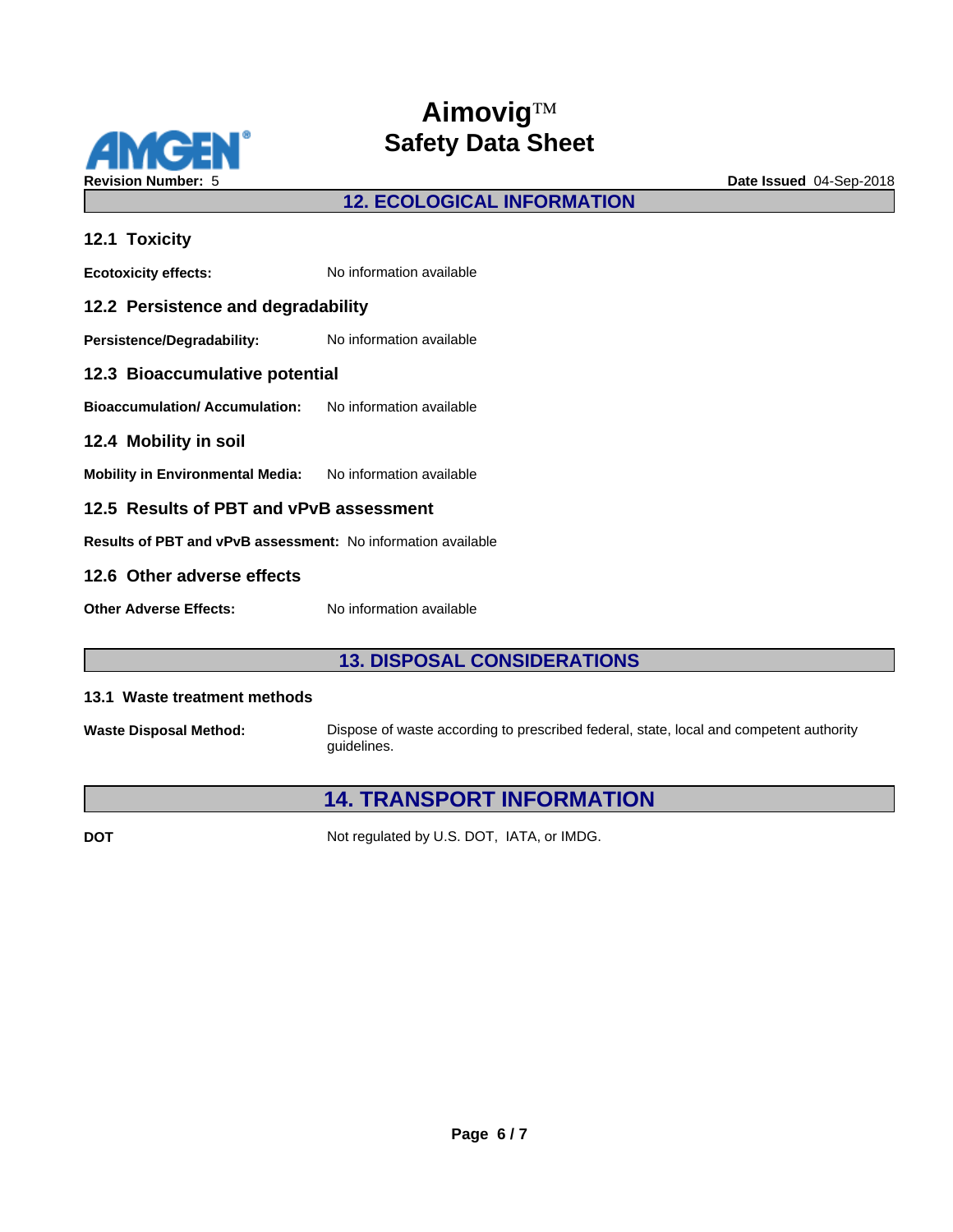## 12. ECOLOGICAL INFORMATION

### 12.1 Toxicity

**Ecotoxicity effects:** No information available

### 12.2 Persistence and degradability

**Persistence/Degradability:** No information available

### 12.3 Bioaccumulative potential

**Bioaccumulation/ Accumulation:** No information available

### 12.4 Mobility in soil

**Mobility in Environmental Media:** No information available

### 12.5 Results of PBT and vPvB assessment

**Results of PBT and vPvB assessment:** No information available

### 12.6 Other adverse effects

**Other Adverse Effects:** No information available

## 13. DISPOSAL CONSIDERATIONS

### 13.1 Waste treatment methods

**Waste Disposal Method:** Dispose of waste according to prescribed federal, state, local and competent authority guidelines.

## 14. TRANSPORT INFORMATION

**DOT** Not regulated by U.S. DOT, IATA, or IMDG.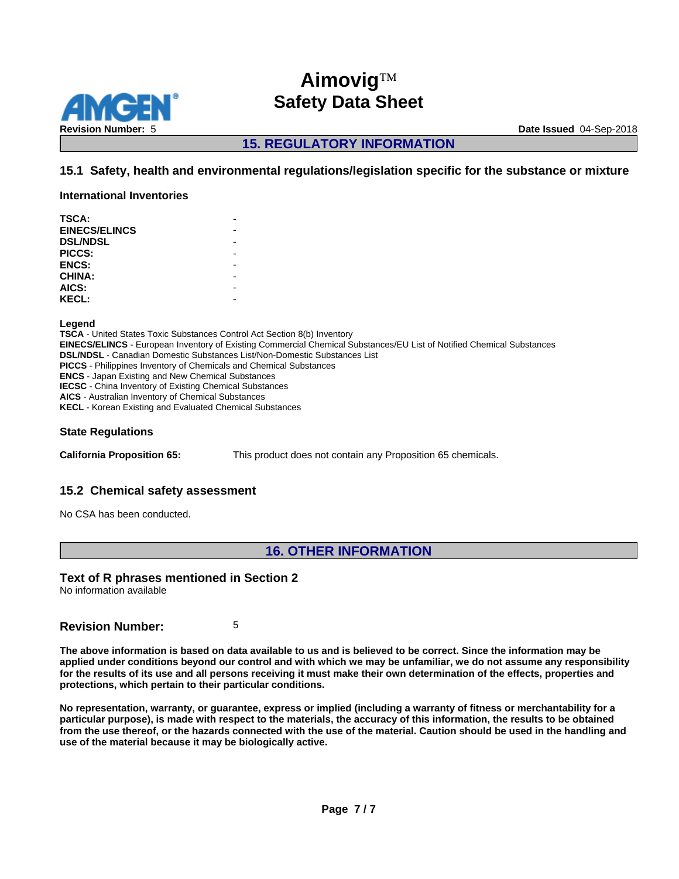## 15. REGULATORY INFORMATION

### 15.1 Safety, health and environmental regulations/legislation specific for the substance or mixture

**International Inventories**

| | |
|---|---|
| **TSCA:** | - |
| **EINECS/ELINCS** | - |
| **DSL/NDSL** | - |
| **PICCS:** | - |
| **ENCS:** | - |
| **CHINA:** | - |
| **AICS:** | - |
| **KECL:** | - |

**Legend**
**TSCA** - United States Toxic Substances Control Act Section 8(b) Inventory
**EINECS/ELINCS** - European Inventory of Existing Commercial Chemical Substances/EU List of Notified Chemical Substances
**DSL/NDSL** - Canadian Domestic Substances List/Non-Domestic Substances List
**PICCS** - Philippines Inventory of Chemicals and Chemical Substances
**ENCS** - Japan Existing and New Chemical Substances
**IECSC** - China Inventory of Existing Chemical Substances
**AICS** - Australian Inventory of Chemical Substances
**KECL** - Korean Existing and Evaluated Chemical Substances

**State Regulations**

**California Proposition 65:** This product does not contain any Proposition 65 chemicals.

### 15.2 Chemical safety assessment

No CSA has been conducted.

## 16. OTHER INFORMATION

**Text of R phrases mentioned in Section 2**
No information available

**Revision Number:** 5

**The above information is based on data available to us and is believed to be correct. Since the information may be applied under conditions beyond our control and with which we may be unfamiliar, we do not assume any responsibility for the results of its use and all persons receiving it must make their own determination of the effects, properties and protections, which pertain to their particular conditions.**

**No representation, warranty, or guarantee, express or implied (including a warranty of fitness or merchantability for a particular purpose), is made with respect to the materials, the accuracy of this information, the results to be obtained from the use thereof, or the hazards connected with the use of the material. Caution should be used in the handling and use of the material because it may be biologically active.**